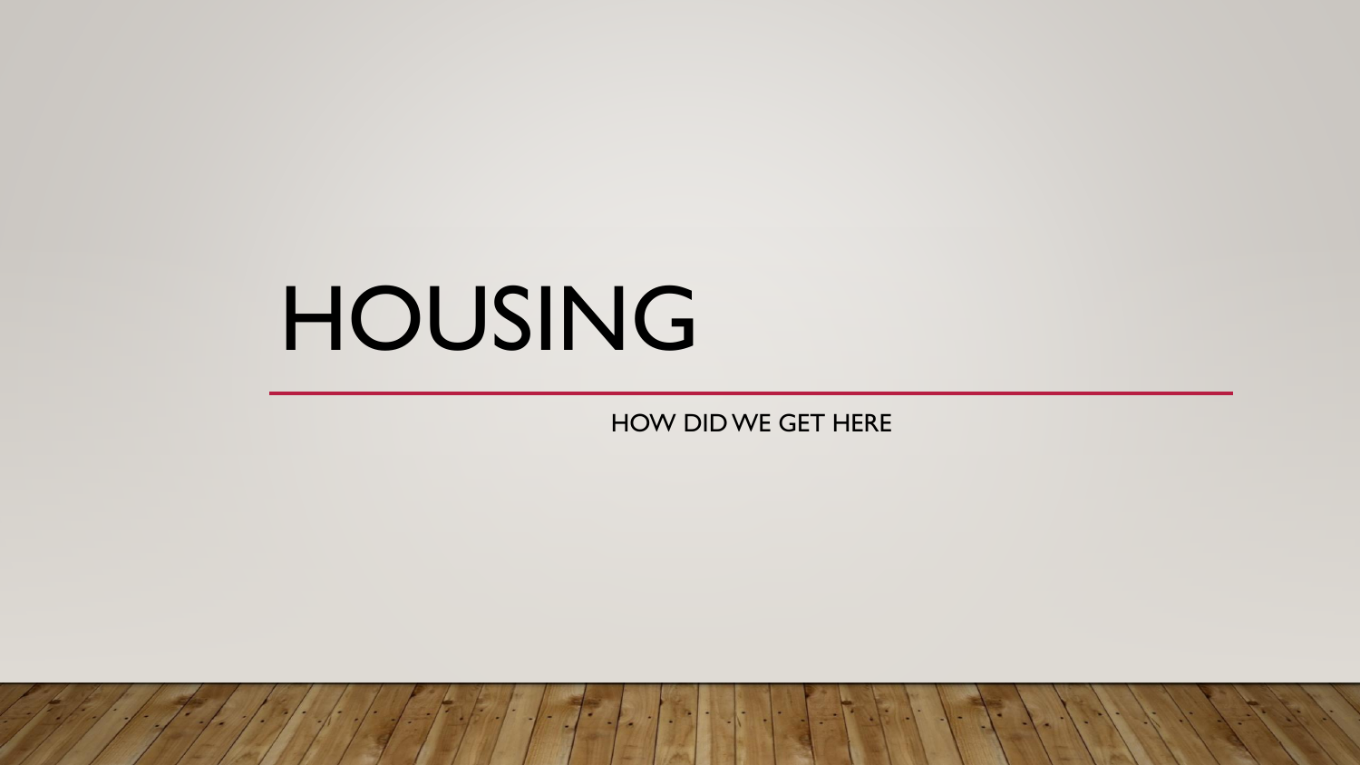# HOUSING

HOW DID WE GET HERE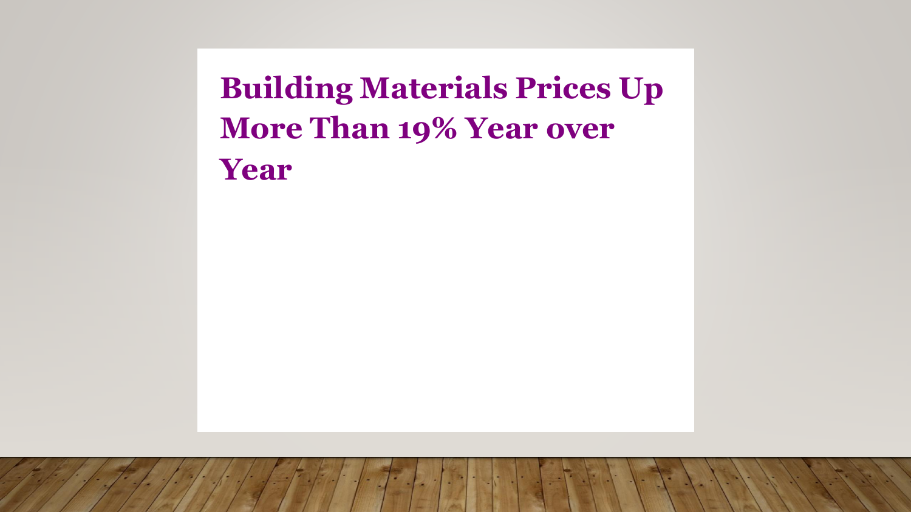# Building Materials Prices Up More Than 19% Year over Year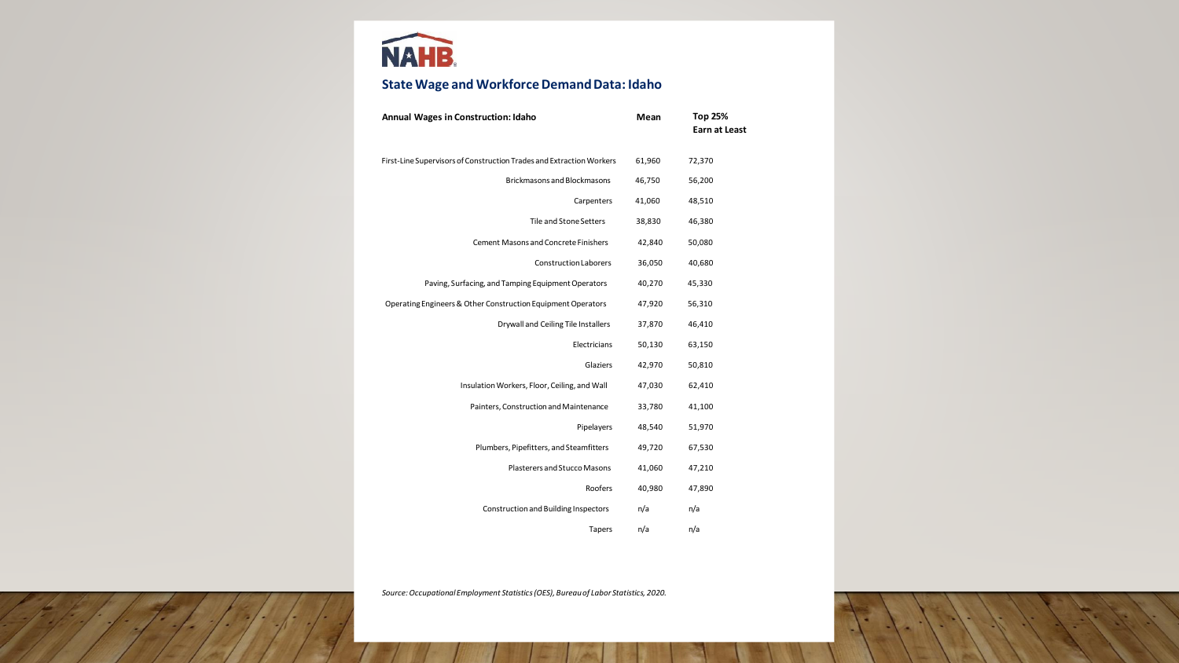NAHB

## State Wage and Workforce Demand Data: Idaho

| Annual Wages in Construction: Idaho | Mean | Top 25% Earn at Least |
| --- | --- | --- |
| First-Line Supervisors of Construction Trades and Extraction Workers | 61,960 | 72,370 |
| Brickmasons and Blockmasons | 46,750 | 56,200 |
| Carpenters | 41,060 | 48,510 |
| Tile and Stone Setters | 38,830 | 46,380 |
| Cement Masons and Concrete Finishers | 42,840 | 50,080 |
| Construction Laborers | 36,050 | 40,680 |
| Paving, Surfacing, and Tamping Equipment Operators | 40,270 | 45,330 |
| Operating Engineers & Other Construction Equipment Operators | 47,920 | 56,310 |
| Drywall and Ceiling Tile Installers | 37,870 | 46,410 |
| Electricians | 50,130 | 63,150 |
| Glaziers | 42,970 | 50,810 |
| Insulation Workers, Floor, Ceiling, and Wall | 47,030 | 62,410 |
| Painters, Construction and Maintenance | 33,780 | 41,100 |
| Pipelayers | 48,540 | 51,970 |
| Plumbers, Pipefitters, and Steamfitters | 49,720 | 67,530 |
| Plasterers and Stucco Masons | 41,060 | 47,210 |
| Roofers | 40,980 | 47,890 |
| Construction and Building Inspectors | n/a | n/a |
| Tapers | n/a | n/a |

*Source: Occupational Employment Statistics (OES), Bureau of Labor Statistics, 2020.*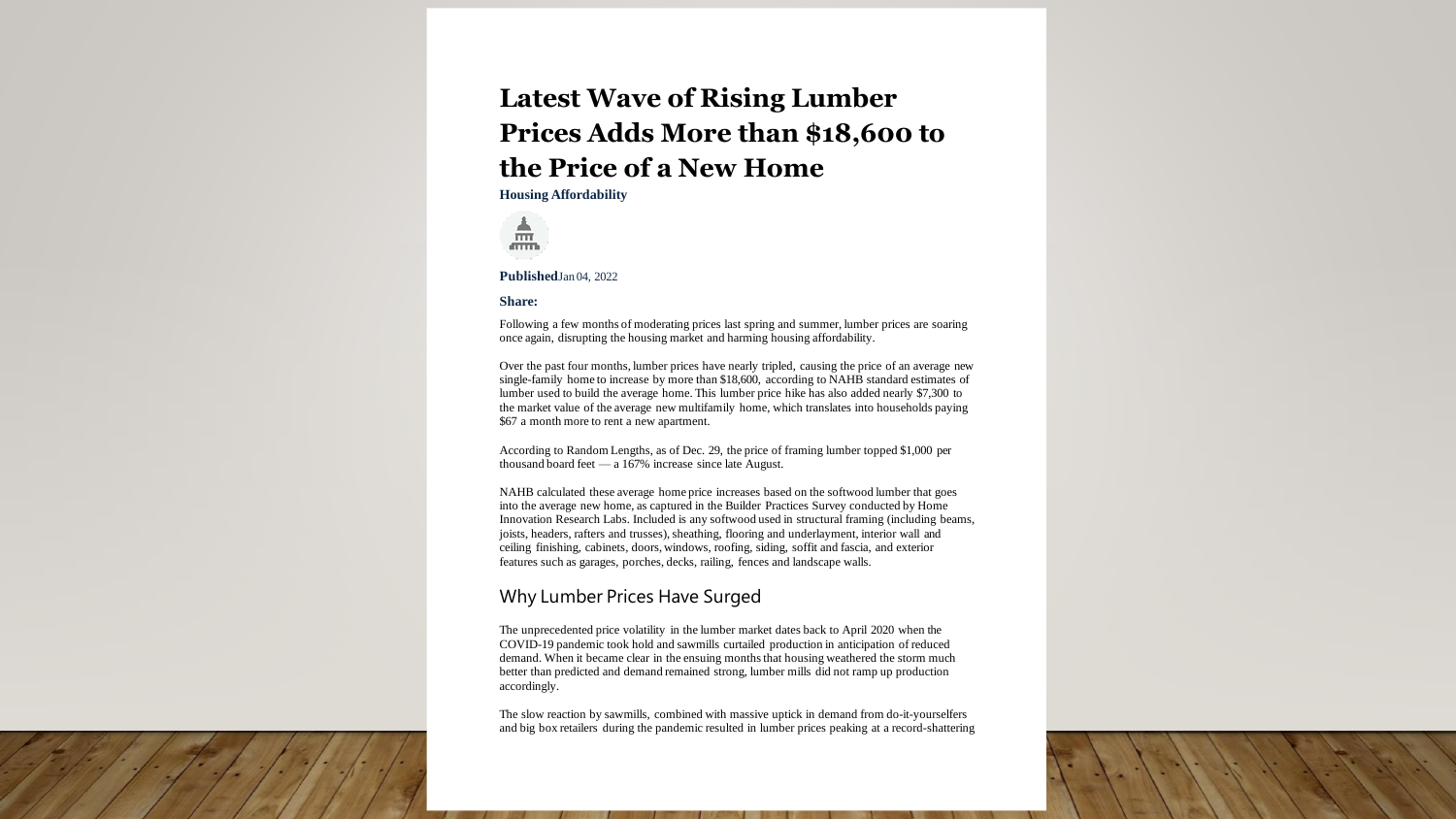# Latest Wave of Rising Lumber Prices Adds More than $18,600 to the Price of a New Home

**Housing Affordability**

**Published** Jan 04, 2022

**Share:**

Following a few months of moderating prices last spring and summer, lumber prices are soaring once again, disrupting the housing market and harming housing affordability.

Over the past four months, lumber prices have nearly tripled, causing the price of an average new single-family home to increase by more than $18,600, according to NAHB standard estimates of lumber used to build the average home. This lumber price hike has also added nearly $7,300 to the market value of the average new multifamily home, which translates into households paying $67 a month more to rent a new apartment.

According to Random Lengths, as of Dec. 29, the price of framing lumber topped $1,000 per thousand board feet — a 167% increase since late August.

NAHB calculated these average home price increases based on the softwood lumber that goes into the average new home, as captured in the Builder Practices Survey conducted by Home Innovation Research Labs. Included is any softwood used in structural framing (including beams, joists, headers, rafters and trusses), sheathing, flooring and underlayment, interior wall and ceiling finishing, cabinets, doors, windows, roofing, siding, soffit and fascia, and exterior features such as garages, porches, decks, railing, fences and landscape walls.

## Why Lumber Prices Have Surged

The unprecedented price volatility in the lumber market dates back to April 2020 when the COVID-19 pandemic took hold and sawmills curtailed production in anticipation of reduced demand. When it became clear in the ensuing months that housing weathered the storm much better than predicted and demand remained strong, lumber mills did not ramp up production accordingly.

The slow reaction by sawmills, combined with massive uptick in demand from do-it-yourselfers and big box retailers during the pandemic resulted in lumber prices peaking at a record-shattering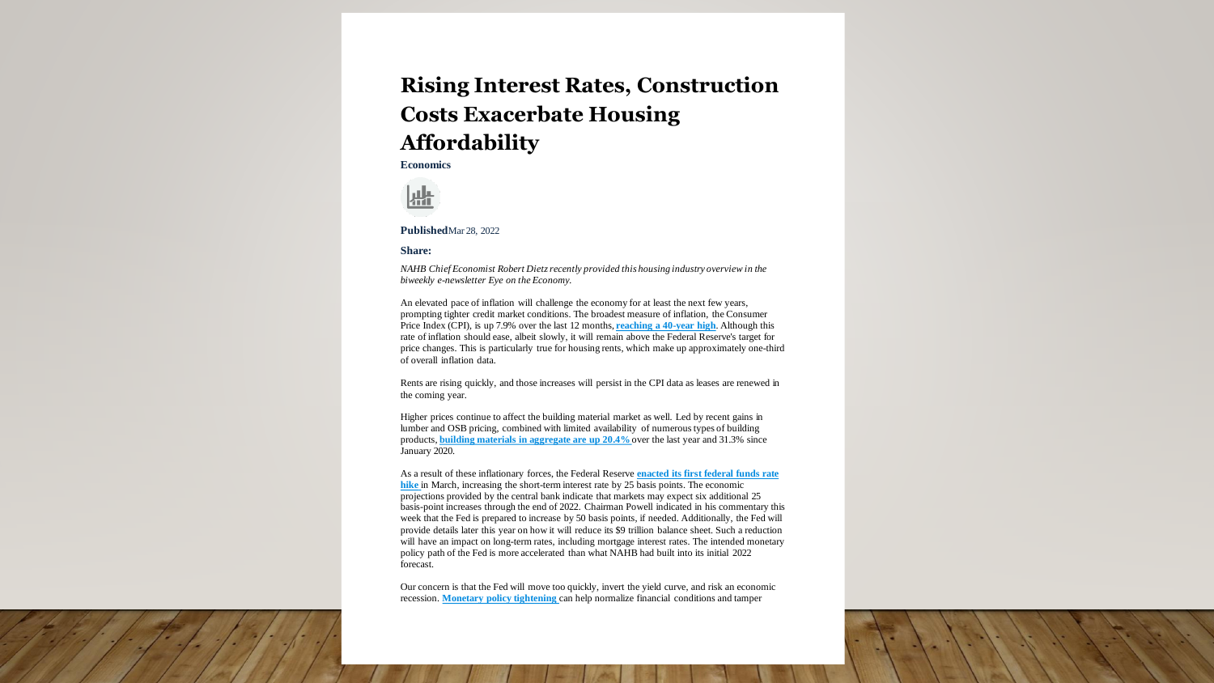# Rising Interest Rates, Construction Costs Exacerbate Housing Affordability

**Economics**

**Published** Mar 28, 2022

**Share:**

*NAHB Chief Economist Robert Dietz recently provided this housing industry overview in the biweekly e-newsletter Eye on the Economy.*

An elevated pace of inflation will challenge the economy for at least the next few years, prompting tighter credit market conditions. The broadest measure of inflation, the Consumer Price Index (CPI), is up 7.9% over the last 12 months, **reaching a 40-year high**. Although this rate of inflation should ease, albeit slowly, it will remain above the Federal Reserve's target for price changes. This is particularly true for housing rents, which make up approximately one-third of overall inflation data.

Rents are rising quickly, and those increases will persist in the CPI data as leases are renewed in the coming year.

Higher prices continue to affect the building material market as well. Led by recent gains in lumber and OSB pricing, combined with limited availability of numerous types of building products, **building materials in aggregate are up 20.4%** over the last year and 31.3% since January 2020.

As a result of these inflationary forces, the Federal Reserve **enacted its first federal funds rate hike** in March, increasing the short-term interest rate by 25 basis points. The economic projections provided by the central bank indicate that markets may expect six additional 25 basis-point increases through the end of 2022. Chairman Powell indicated in his commentary this week that the Fed is prepared to increase by 50 basis points, if needed. Additionally, the Fed will provide details later this year on how it will reduce its $9 trillion balance sheet. Such a reduction will have an impact on long-term rates, including mortgage interest rates. The intended monetary policy path of the Fed is more accelerated than what NAHB had built into its initial 2022 forecast.

Our concern is that the Fed will move too quickly, invert the yield curve, and risk an economic recession. **Monetary policy tightening** can help normalize financial conditions and tamper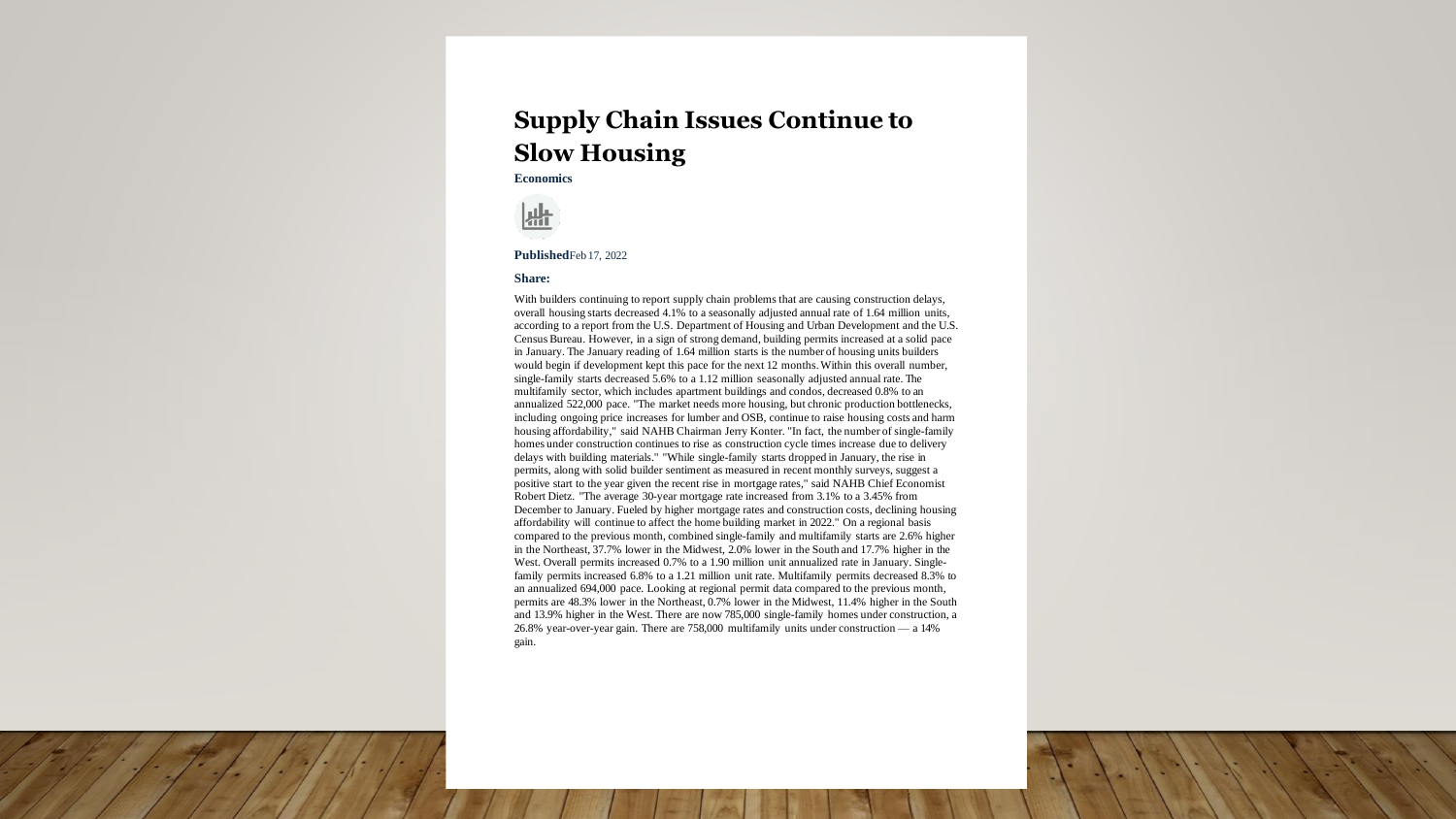# Supply Chain Issues Continue to Slow Housing

**Economics**

**Published** Feb 17, 2022

**Share:**

With builders continuing to report supply chain problems that are causing construction delays, overall housing starts decreased 4.1% to a seasonally adjusted annual rate of 1.64 million units, according to a report from the U.S. Department of Housing and Urban Development and the U.S. Census Bureau. However, in a sign of strong demand, building permits increased at a solid pace in January. The January reading of 1.64 million starts is the number of housing units builders would begin if development kept this pace for the next 12 months. Within this overall number, single-family starts decreased 5.6% to a 1.12 million seasonally adjusted annual rate. The multifamily sector, which includes apartment buildings and condos, decreased 0.8% to an annualized 522,000 pace. "The market needs more housing, but chronic production bottlenecks, including ongoing price increases for lumber and OSB, continue to raise housing costs and harm housing affordability," said NAHB Chairman Jerry Konter. "In fact, the number of single-family homes under construction continues to rise as construction cycle times increase due to delivery delays with building materials." "While single-family starts dropped in January, the rise in permits, along with solid builder sentiment as measured in recent monthly surveys, suggest a positive start to the year given the recent rise in mortgage rates," said NAHB Chief Economist Robert Dietz. "The average 30-year mortgage rate increased from 3.1% to a 3.45% from December to January. Fueled by higher mortgage rates and construction costs, declining housing affordability will continue to affect the home building market in 2022." On a regional basis compared to the previous month, combined single-family and multifamily starts are 2.6% higher in the Northeast, 37.7% lower in the Midwest, 2.0% lower in the South and 17.7% higher in the West. Overall permits increased 0.7% to a 1.90 million unit annualized rate in January. Single-family permits increased 6.8% to a 1.21 million unit rate. Multifamily permits decreased 8.3% to an annualized 694,000 pace. Looking at regional permit data compared to the previous month, permits are 48.3% lower in the Northeast, 0.7% lower in the Midwest, 11.4% higher in the South and 13.9% higher in the West. There are now 785,000 single-family homes under construction, a 26.8% year-over-year gain. There are 758,000 multifamily units under construction — a 14% gain.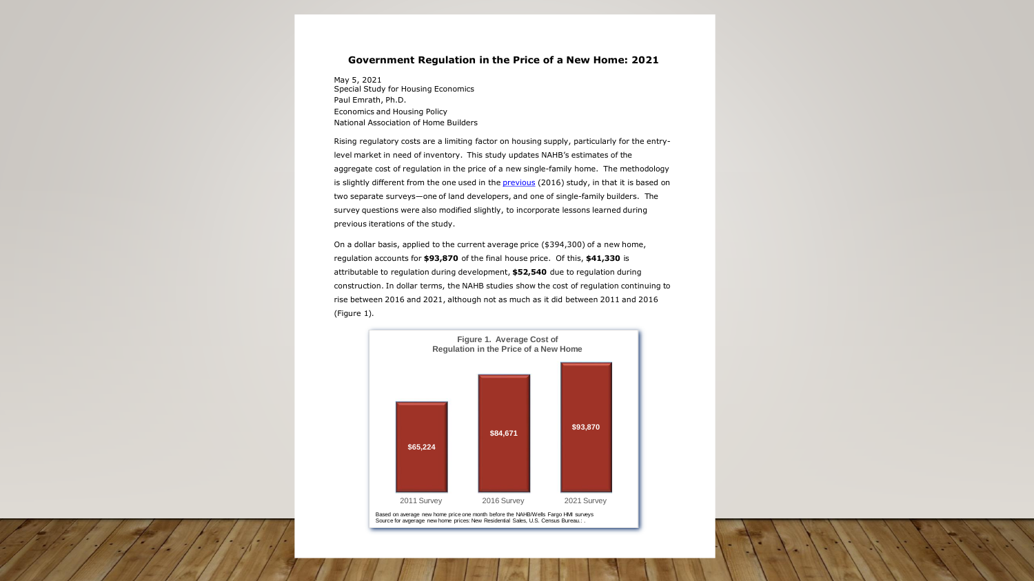## Government Regulation in the Price of a New Home: 2021

May 5, 2021
Special Study for Housing Economics
Paul Emrath, Ph.D.
Economics and Housing Policy
National Association of Home Builders

Rising regulatory costs are a limiting factor on housing supply, particularly for the entry-level market in need of inventory. This study updates NAHB's estimates of the aggregate cost of regulation in the price of a new single-family home. The methodology is slightly different from the one used in the previous (2016) study, in that it is based on two separate surveys—one of land developers, and one of single-family builders. The survey questions were also modified slightly, to incorporate lessons learned during previous iterations of the study.

On a dollar basis, applied to the current average price ($394,300) of a new home, regulation accounts for **$93,870** of the final house price. Of this, **$41,330** is attributable to regulation during development, **$52,540** due to regulation during construction. In dollar terms, the NAHB studies show the cost of regulation continuing to rise between 2016 and 2021, although not as much as it did between 2011 and 2016 (Figure 1).

Figure 1. Average Cost of Regulation in the Price of a New Home

$65,224
$84,671
$93,870
2011 Survey
2016 Survey
2021 Survey

Based on average new home price one month before the NAHB/Wells Fargo HMI surveys
Source for avgerage new home prices: New Residential Sales, U.S. Census Bureau.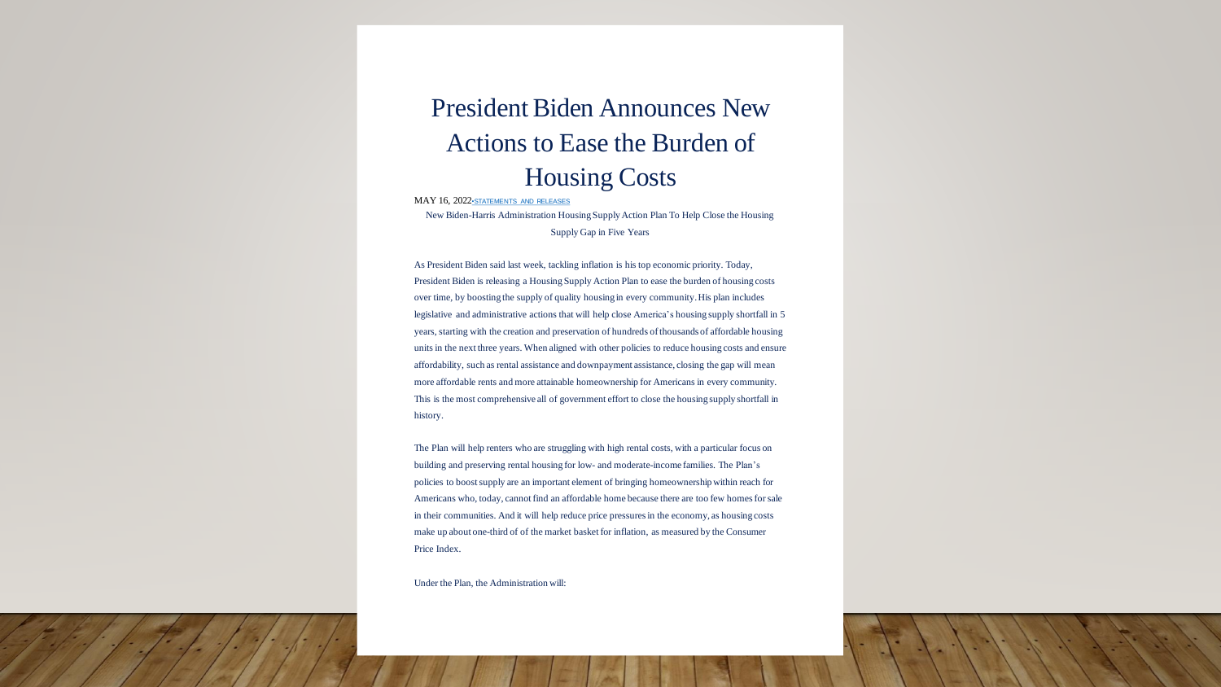# President Biden Announces New Actions to Ease the Burden of Housing Costs

MAY 16, 2022•STATEMENTS AND RELEASES

New Biden-Harris Administration Housing Supply Action Plan To Help Close the Housing Supply Gap in Five Years

As President Biden said last week, tackling inflation is his top economic priority. Today, President Biden is releasing a Housing Supply Action Plan to ease the burden of housing costs over time, by boosting the supply of quality housing in every community. His plan includes legislative and administrative actions that will help close America's housing supply shortfall in 5 years, starting with the creation and preservation of hundreds of thousands of affordable housing units in the next three years. When aligned with other policies to reduce housing costs and ensure affordability, such as rental assistance and downpayment assistance, closing the gap will mean more affordable rents and more attainable homeownership for Americans in every community. This is the most comprehensive all of government effort to close the housing supply shortfall in history.

The Plan will help renters who are struggling with high rental costs, with a particular focus on building and preserving rental housing for low- and moderate-income families. The Plan's policies to boost supply are an important element of bringing homeownership within reach for Americans who, today, cannot find an affordable home because there are too few homes for sale in their communities. And it will help reduce price pressures in the economy, as housing costs make up about one-third of of the market basket for inflation, as measured by the Consumer Price Index.

Under the Plan, the Administration will: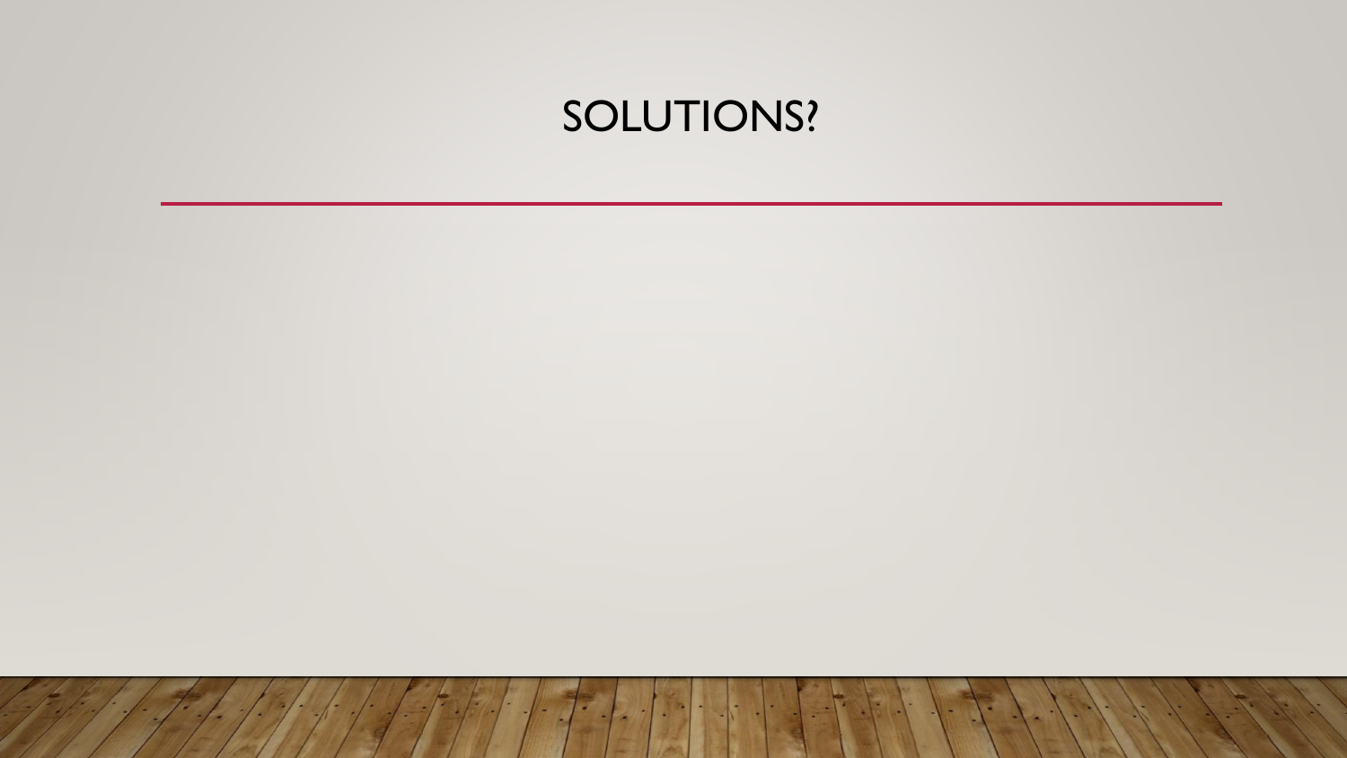# SOLUTIONS?